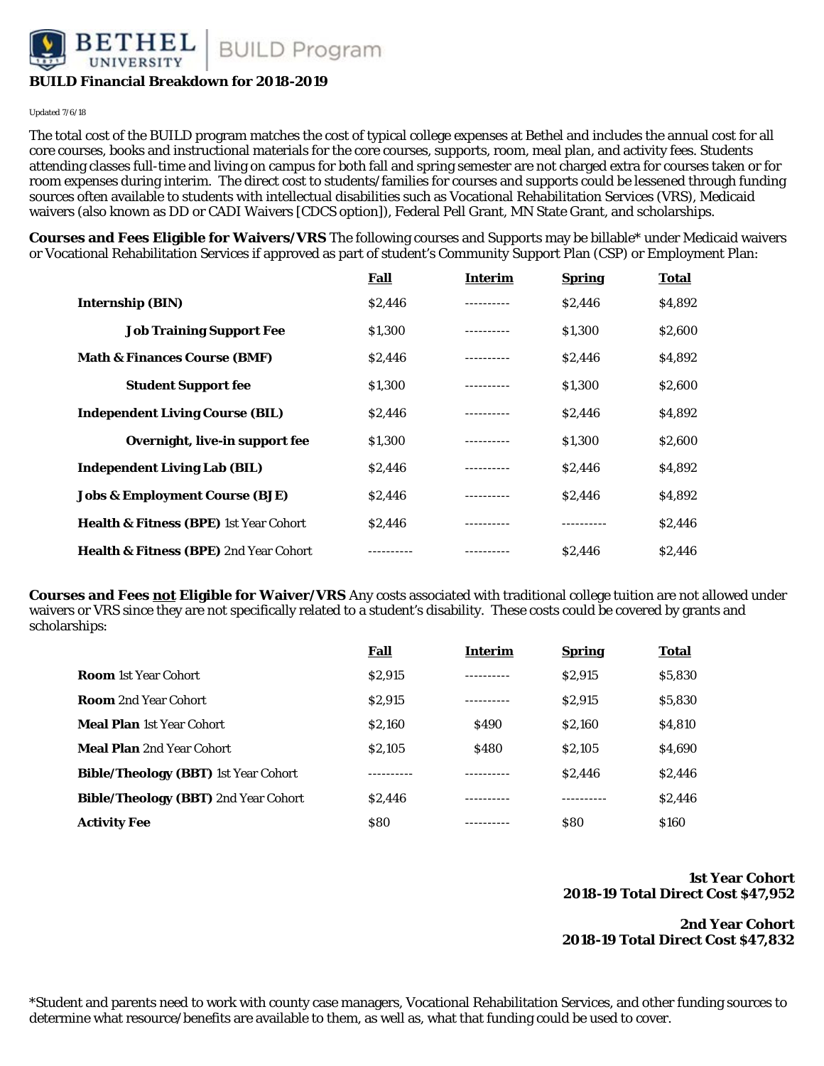# BUILD Financial Breakdown for 2018-2019

Updated 7/6/18

The total cost of the BUILD program matches the cost of typical college expenses at Bethel and includes the annual cost for all core courses, books and instructional materials for the core courses, supports, room, meal plan, and activity fees. Students attending classes full-time and living on campus for both fall and spring semester are not charged extra for courses taken or for room expenses during interim. The direct cost to students/families for courses and supports could be lessened through funding sources often available to students with intellectual disabilities such as Vocational Rehabilitation Services (VRS), Medicaid waivers (also known as DD or CADI Waivers [CDCS option]), Federal Pell Grant, MN State Grant, and scholarships.

**Courses and Fees Eligible for Waivers/VRS** The following courses and Supports may be billable* under Medicaid waivers or Vocational Rehabilitation Services if approved as part of student's Community Support Plan (CSP) or Employment Plan:

| | Fall | Interim | Spring | Total |
|---|---|---|---|---|
| **Internship (BIN)** | $2,446 | ---------- | $2,446 | $4,892 |
| **Job Training Support Fee** | $1,300 | ---------- | $1,300 | $2,600 |
| **Math & Finances Course (BMF)** | $2,446 | ---------- | $2,446 | $4,892 |
| **Student Support fee** | $1,300 | ---------- | $1,300 | $2,600 |
| **Independent Living Course (BIL)** | $2,446 | ---------- | $2,446 | $4,892 |
| **Overnight, live-in support fee** | $1,300 | ---------- | $1,300 | $2,600 |
| **Independent Living Lab (BIL)** | $2,446 | ---------- | $2,446 | $4,892 |
| **Jobs & Employment Course (BJE)** | $2,446 | ---------- | $2,446 | $4,892 |
| **Health & Fitness (BPE)** 1st Year Cohort | $2,446 | ---------- | ---------- | $2,446 |
| **Health & Fitness (BPE)** 2nd Year Cohort | ---------- | ---------- | $2,446 | $2,446 |

**Courses and Fees not Eligible for Waiver/VRS** Any costs associated with traditional college tuition are not allowed under waivers or VRS since they are not specifically related to a student's disability. These costs could be covered by grants and scholarships:

| | Fall | Interim | Spring | Total |
|---|---|---|---|---|
| **Room** 1st Year Cohort | $2,915 | ---------- | $2,915 | $5,830 |
| **Room** 2nd Year Cohort | $2,915 | ---------- | $2,915 | $5,830 |
| **Meal Plan** 1st Year Cohort | $2,160 | $490 | $2,160 | $4,810 |
| **Meal Plan** 2nd Year Cohort | $2,105 | $480 | $2,105 | $4,690 |
| **Bible/Theology (BBT)** 1st Year Cohort | ---------- | ---------- | $2,446 | $2,446 |
| **Bible/Theology (BBT)** 2nd Year Cohort | $2,446 | ---------- | ---------- | $2,446 |
| **Activity Fee** | $80 | ---------- | $80 | $160 |

**1st Year Cohort**
**2018-19 Total Direct Cost $47,952**

**2nd Year Cohort**
**2018-19 Total Direct Cost $47,832**

*Student and parents need to work with county case managers, Vocational Rehabilitation Services, and other funding sources to determine what resource/benefits are available to them, as well as, what that funding could be used to cover.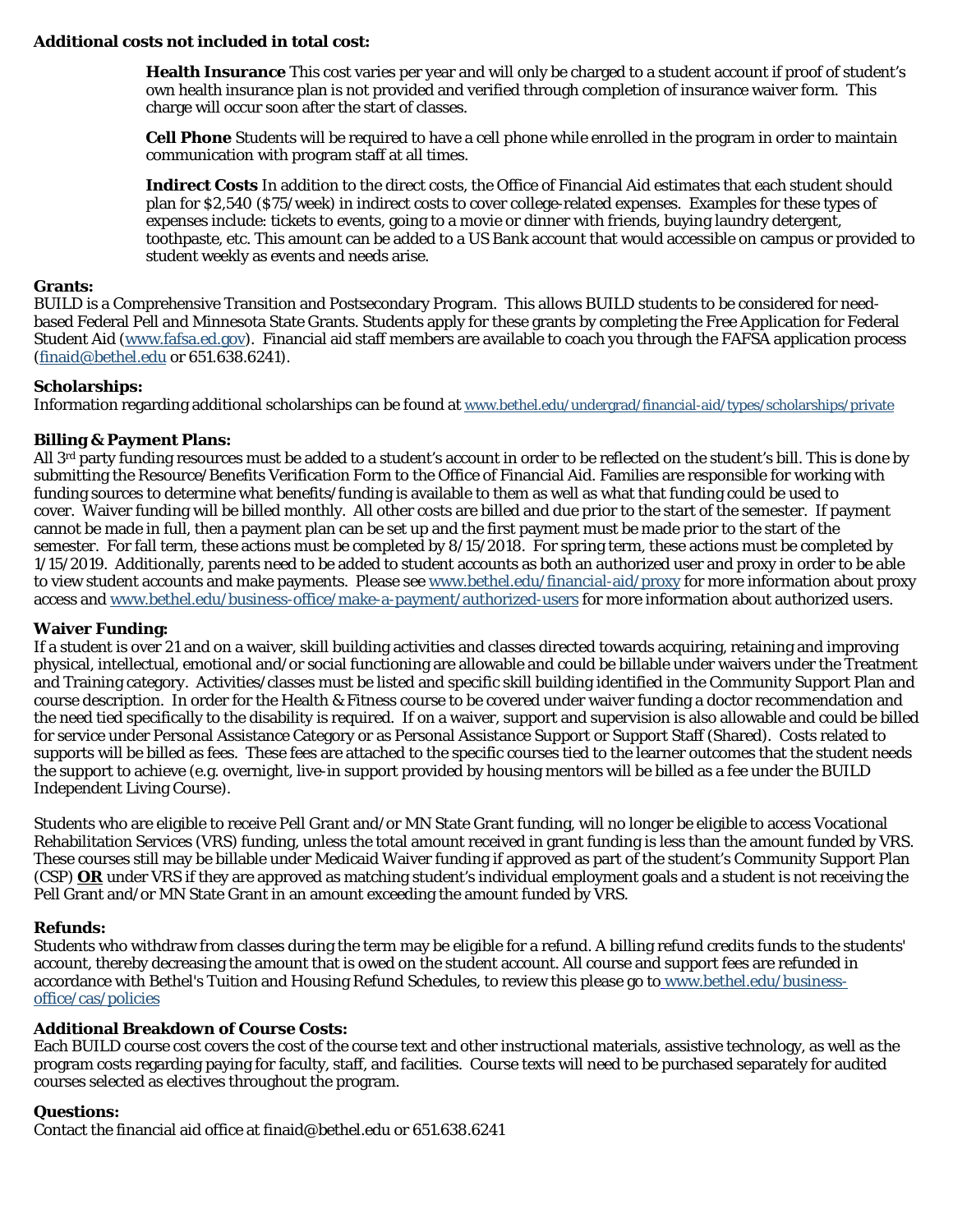**Additional costs not included in total cost:**

> **Health Insurance** This cost varies per year and will only be charged to a student account if proof of student's own health insurance plan is not provided and verified through completion of insurance waiver form. This charge will occur soon after the start of classes.
>
> **Cell Phone** Students will be required to have a cell phone while enrolled in the program in order to maintain communication with program staff at all times.
>
> **Indirect Costs** In addition to the direct costs, the Office of Financial Aid estimates that each student should plan for $2,540 ($75/week) in indirect costs to cover college-related expenses. Examples for these types of expenses include: tickets to events, going to a movie or dinner with friends, buying laundry detergent, toothpaste, etc. This amount can be added to a US Bank account that would accessible on campus or provided to student weekly as events and needs arise.

**Grants:**
BUILD is a Comprehensive Transition and Postsecondary Program. This allows BUILD students to be considered for need-based Federal Pell and Minnesota State Grants. Students apply for these grants by completing the Free Application for Federal Student Aid (www.fafsa.ed.gov). Financial aid staff members are available to coach you through the FAFSA application process (finaid@bethel.edu or 651.638.6241).

**Scholarships:**
Information regarding additional scholarships can be found at www.bethel.edu/undergrad/financial-aid/types/scholarships/private

**Billing & Payment Plans:**
All 3rd party funding resources must be added to a student's account in order to be reflected on the student's bill. This is done by submitting the Resource/Benefits Verification Form to the Office of Financial Aid. Families are responsible for working with funding sources to determine what benefits/funding is available to them as well as what that funding could be used to cover. Waiver funding will be billed monthly. All other costs are billed and due prior to the start of the semester. If payment cannot be made in full, then a payment plan can be set up and the first payment must be made prior to the start of the semester. For fall term, these actions must be completed by 8/15/2018. For spring term, these actions must be completed by 1/15/2019. Additionally, parents need to be added to student accounts as both an authorized user and proxy in order to be able to view student accounts and make payments. Please see www.bethel.edu/financial-aid/proxy for more information about proxy access and www.bethel.edu/business-office/make-a-payment/authorized-users for more information about authorized users.

**Waiver Funding:**
If a student is over 21 and on a waiver, skill building activities and classes directed towards acquiring, retaining and improving physical, intellectual, emotional and/or social functioning are allowable and could be billable under waivers under the Treatment and Training category. Activities/classes must be listed and specific skill building identified in the Community Support Plan and course description. In order for the Health & Fitness course to be covered under waiver funding a doctor recommendation and the need tied specifically to the disability is required. If on a waiver, support and supervision is also allowable and could be billed for service under Personal Assistance Category or as Personal Assistance Support or Support Staff (Shared). Costs related to supports will be billed as fees. These fees are attached to the specific courses tied to the learner outcomes that the student needs the support to achieve (e.g. overnight, live-in support provided by housing mentors will be billed as a fee under the BUILD Independent Living Course).

Students who are eligible to receive Pell Grant and/or MN State Grant funding, will no longer be eligible to access Vocational Rehabilitation Services (VRS) funding, unless the total amount received in grant funding is less than the amount funded by VRS. These courses still may be billable under Medicaid Waiver funding if approved as part of the student's Community Support Plan (CSP) **OR** under VRS if they are approved as matching student's individual employment goals and a student is not receiving the Pell Grant and/or MN State Grant in an amount exceeding the amount funded by VRS.

**Refunds:**
Students who withdraw from classes during the term may be eligible for a refund. A billing refund credits funds to the students' account, thereby decreasing the amount that is owed on the student account. All course and support fees are refunded in accordance with Bethel's Tuition and Housing Refund Schedules, to review this please go to www.bethel.edu/business-office/cas/policies

**Additional Breakdown of Course Costs:**
Each BUILD course cost covers the cost of the course text and other instructional materials, assistive technology, as well as the program costs regarding paying for faculty, staff, and facilities. Course texts will need to be purchased separately for audited courses selected as electives throughout the program.

**Questions:**
Contact the financial aid office at finaid@bethel.edu or 651.638.6241